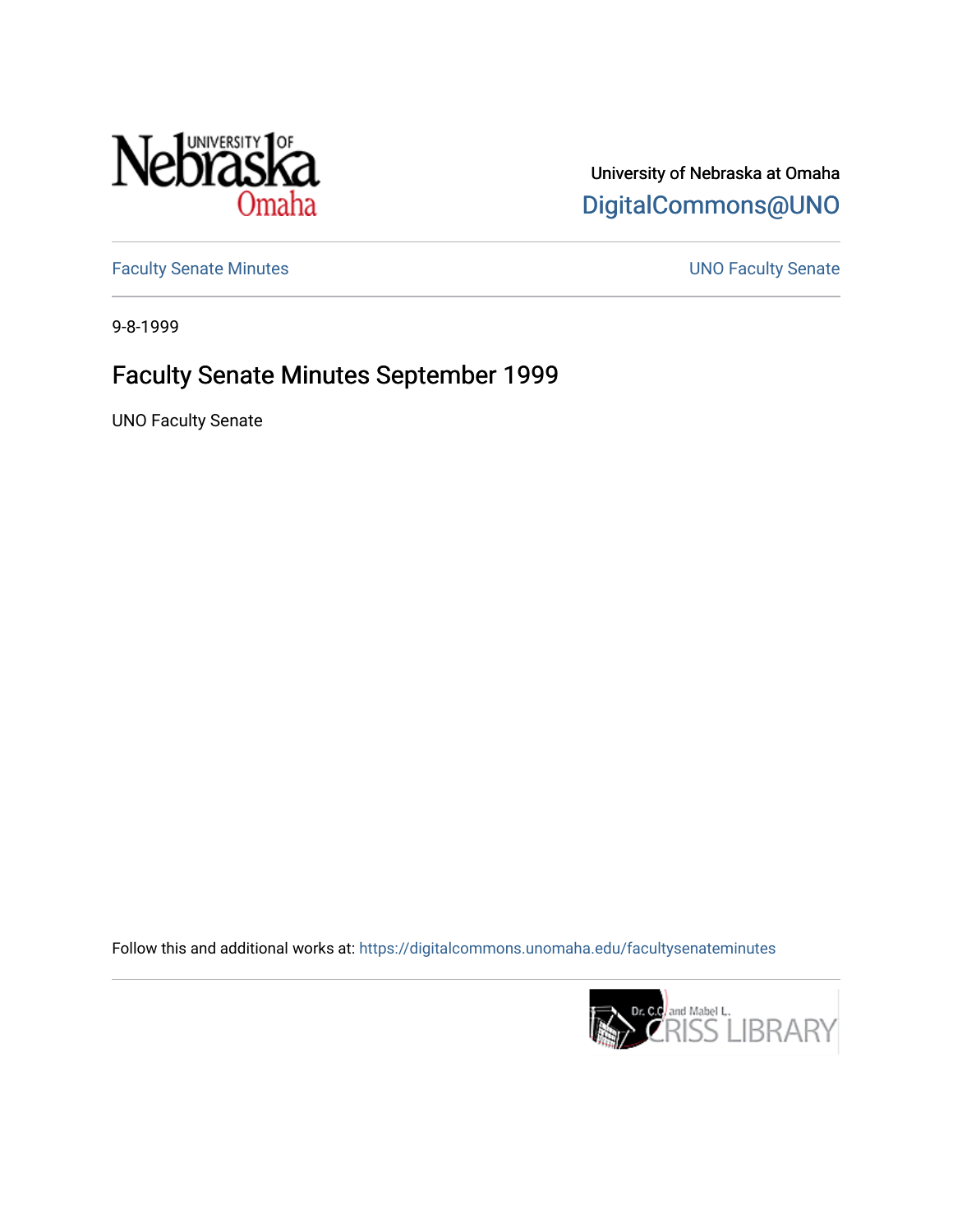University of Nebraska at Omaha

DigitalCommons@UNO

Faculty Senate Minutes

UNO Faculty Senate

9-8-1999

# Faculty Senate Minutes September 1999

UNO Faculty Senate

Follow this and additional works at: https://digitalcommons.unomaha.edu/facultysenateminutes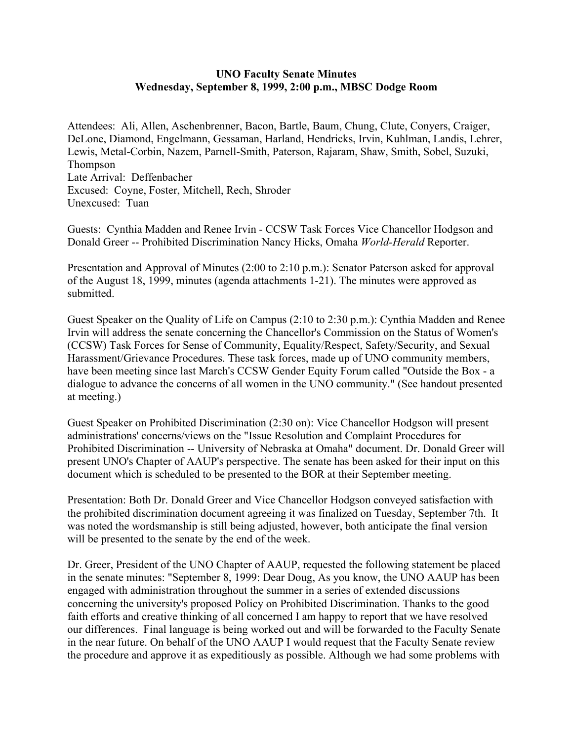**UNO Faculty Senate Minutes**
**Wednesday, September 8, 1999, 2:00 p.m., MBSC Dodge Room**

Attendees: Ali, Allen, Aschenbrenner, Bacon, Bartle, Baum, Chung, Clute, Conyers, Craiger, DeLone, Diamond, Engelmann, Gessaman, Harland, Hendricks, Irvin, Kuhlman, Landis, Lehrer, Lewis, Metal-Corbin, Nazem, Parnell-Smith, Paterson, Rajaram, Shaw, Smith, Sobel, Suzuki, Thompson
Late Arrival: Deffenbacher
Excused: Coyne, Foster, Mitchell, Rech, Shroder
Unexcused: Tuan

Guests: Cynthia Madden and Renee Irvin - CCSW Task Forces Vice Chancellor Hodgson and Donald Greer -- Prohibited Discrimination Nancy Hicks, Omaha *World-Herald* Reporter.

Presentation and Approval of Minutes (2:00 to 2:10 p.m.): Senator Paterson asked for approval of the August 18, 1999, minutes (agenda attachments 1-21). The minutes were approved as submitted.

Guest Speaker on the Quality of Life on Campus (2:10 to 2:30 p.m.): Cynthia Madden and Renee Irvin will address the senate concerning the Chancellor's Commission on the Status of Women's (CCSW) Task Forces for Sense of Community, Equality/Respect, Safety/Security, and Sexual Harassment/Grievance Procedures. These task forces, made up of UNO community members, have been meeting since last March's CCSW Gender Equity Forum called "Outside the Box - a dialogue to advance the concerns of all women in the UNO community." (See handout presented at meeting.)

Guest Speaker on Prohibited Discrimination (2:30 on): Vice Chancellor Hodgson will present administrations' concerns/views on the "Issue Resolution and Complaint Procedures for Prohibited Discrimination -- University of Nebraska at Omaha" document. Dr. Donald Greer will present UNO's Chapter of AAUP's perspective. The senate has been asked for their input on this document which is scheduled to be presented to the BOR at their September meeting.

Presentation: Both Dr. Donald Greer and Vice Chancellor Hodgson conveyed satisfaction with the prohibited discrimination document agreeing it was finalized on Tuesday, September 7th. It was noted the wordsmanship is still being adjusted, however, both anticipate the final version will be presented to the senate by the end of the week.

Dr. Greer, President of the UNO Chapter of AAUP, requested the following statement be placed in the senate minutes: "September 8, 1999: Dear Doug, As you know, the UNO AAUP has been engaged with administration throughout the summer in a series of extended discussions concerning the university's proposed Policy on Prohibited Discrimination. Thanks to the good faith efforts and creative thinking of all concerned I am happy to report that we have resolved our differences. Final language is being worked out and will be forwarded to the Faculty Senate in the near future. On behalf of the UNO AAUP I would request that the Faculty Senate review the procedure and approve it as expeditiously as possible. Although we had some problems with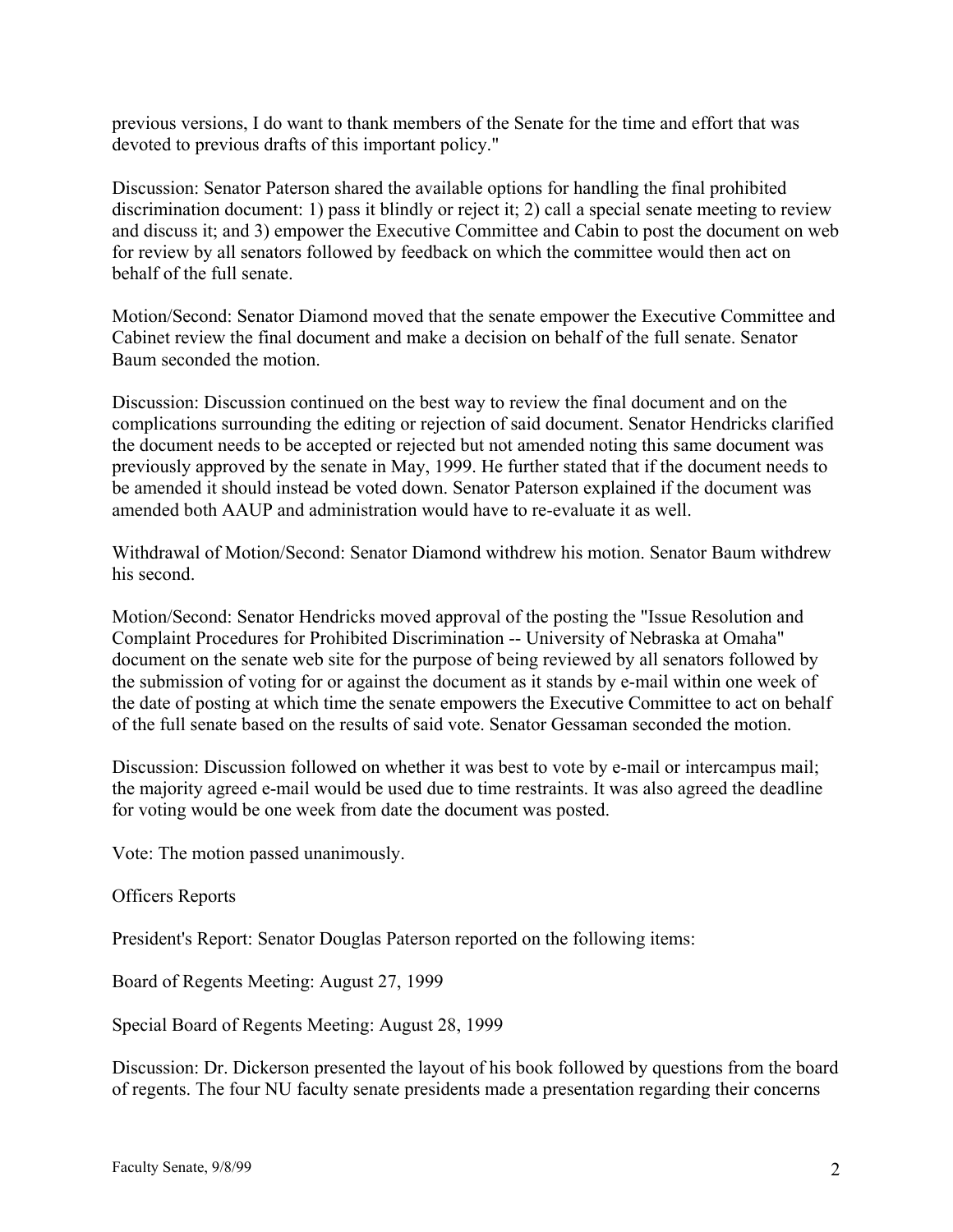previous versions, I do want to thank members of the Senate for the time and effort that was devoted to previous drafts of this important policy."

Discussion: Senator Paterson shared the available options for handling the final prohibited discrimination document: 1) pass it blindly or reject it; 2) call a special senate meeting to review and discuss it; and 3) empower the Executive Committee and Cabin to post the document on web for review by all senators followed by feedback on which the committee would then act on behalf of the full senate.

Motion/Second: Senator Diamond moved that the senate empower the Executive Committee and Cabinet review the final document and make a decision on behalf of the full senate. Senator Baum seconded the motion.

Discussion: Discussion continued on the best way to review the final document and on the complications surrounding the editing or rejection of said document. Senator Hendricks clarified the document needs to be accepted or rejected but not amended noting this same document was previously approved by the senate in May, 1999. He further stated that if the document needs to be amended it should instead be voted down. Senator Paterson explained if the document was amended both AAUP and administration would have to re-evaluate it as well.

Withdrawal of Motion/Second: Senator Diamond withdrew his motion. Senator Baum withdrew his second.

Motion/Second: Senator Hendricks moved approval of the posting the "Issue Resolution and Complaint Procedures for Prohibited Discrimination -- University of Nebraska at Omaha" document on the senate web site for the purpose of being reviewed by all senators followed by the submission of voting for or against the document as it stands by e-mail within one week of the date of posting at which time the senate empowers the Executive Committee to act on behalf of the full senate based on the results of said vote. Senator Gessaman seconded the motion.

Discussion: Discussion followed on whether it was best to vote by e-mail or intercampus mail; the majority agreed e-mail would be used due to time restraints. It was also agreed the deadline for voting would be one week from date the document was posted.

Vote: The motion passed unanimously.

Officers Reports

President's Report: Senator Douglas Paterson reported on the following items:

Board of Regents Meeting: August 27, 1999

Special Board of Regents Meeting: August 28, 1999

Discussion: Dr. Dickerson presented the layout of his book followed by questions from the board of regents. The four NU faculty senate presidents made a presentation regarding their concerns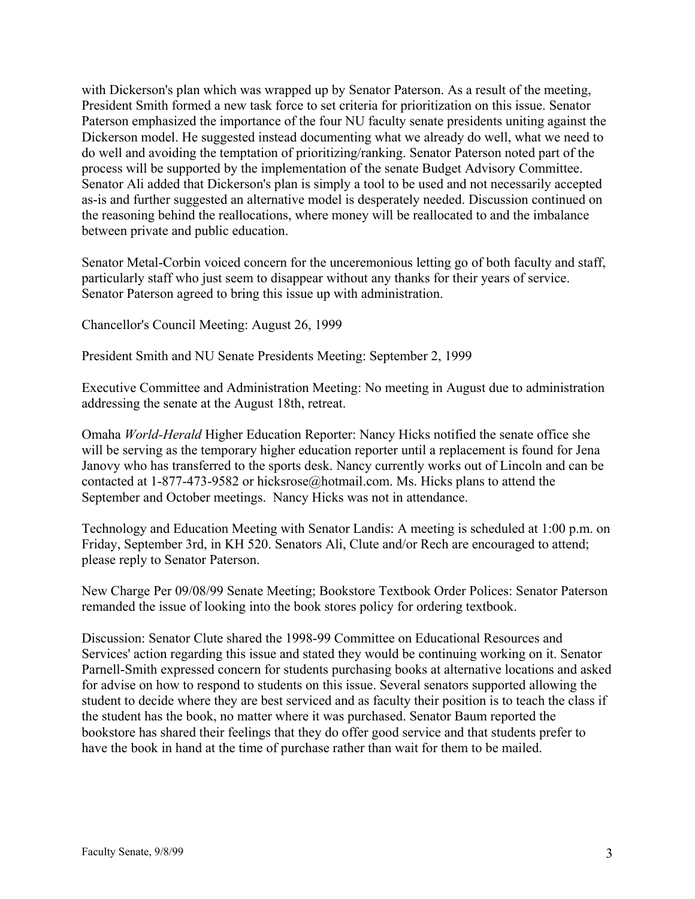with Dickerson's plan which was wrapped up by Senator Paterson. As a result of the meeting, President Smith formed a new task force to set criteria for prioritization on this issue. Senator Paterson emphasized the importance of the four NU faculty senate presidents uniting against the Dickerson model. He suggested instead documenting what we already do well, what we need to do well and avoiding the temptation of prioritizing/ranking. Senator Paterson noted part of the process will be supported by the implementation of the senate Budget Advisory Committee. Senator Ali added that Dickerson's plan is simply a tool to be used and not necessarily accepted as-is and further suggested an alternative model is desperately needed. Discussion continued on the reasoning behind the reallocations, where money will be reallocated to and the imbalance between private and public education.

Senator Metal-Corbin voiced concern for the unceremonious letting go of both faculty and staff, particularly staff who just seem to disappear without any thanks for their years of service. Senator Paterson agreed to bring this issue up with administration.

Chancellor's Council Meeting: August 26, 1999

President Smith and NU Senate Presidents Meeting: September 2, 1999

Executive Committee and Administration Meeting: No meeting in August due to administration addressing the senate at the August 18th, retreat.

Omaha *World-Herald* Higher Education Reporter: Nancy Hicks notified the senate office she will be serving as the temporary higher education reporter until a replacement is found for Jena Janovy who has transferred to the sports desk. Nancy currently works out of Lincoln and can be contacted at 1-877-473-9582 or hicksrose@hotmail.com. Ms. Hicks plans to attend the September and October meetings. Nancy Hicks was not in attendance.

Technology and Education Meeting with Senator Landis: A meeting is scheduled at 1:00 p.m. on Friday, September 3rd, in KH 520. Senators Ali, Clute and/or Rech are encouraged to attend; please reply to Senator Paterson.

New Charge Per 09/08/99 Senate Meeting; Bookstore Textbook Order Polices: Senator Paterson remanded the issue of looking into the book stores policy for ordering textbook.

Discussion: Senator Clute shared the 1998-99 Committee on Educational Resources and Services' action regarding this issue and stated they would be continuing working on it. Senator Parnell-Smith expressed concern for students purchasing books at alternative locations and asked for advise on how to respond to students on this issue. Several senators supported allowing the student to decide where they are best serviced and as faculty their position is to teach the class if the student has the book, no matter where it was purchased. Senator Baum reported the bookstore has shared their feelings that they do offer good service and that students prefer to have the book in hand at the time of purchase rather than wait for them to be mailed.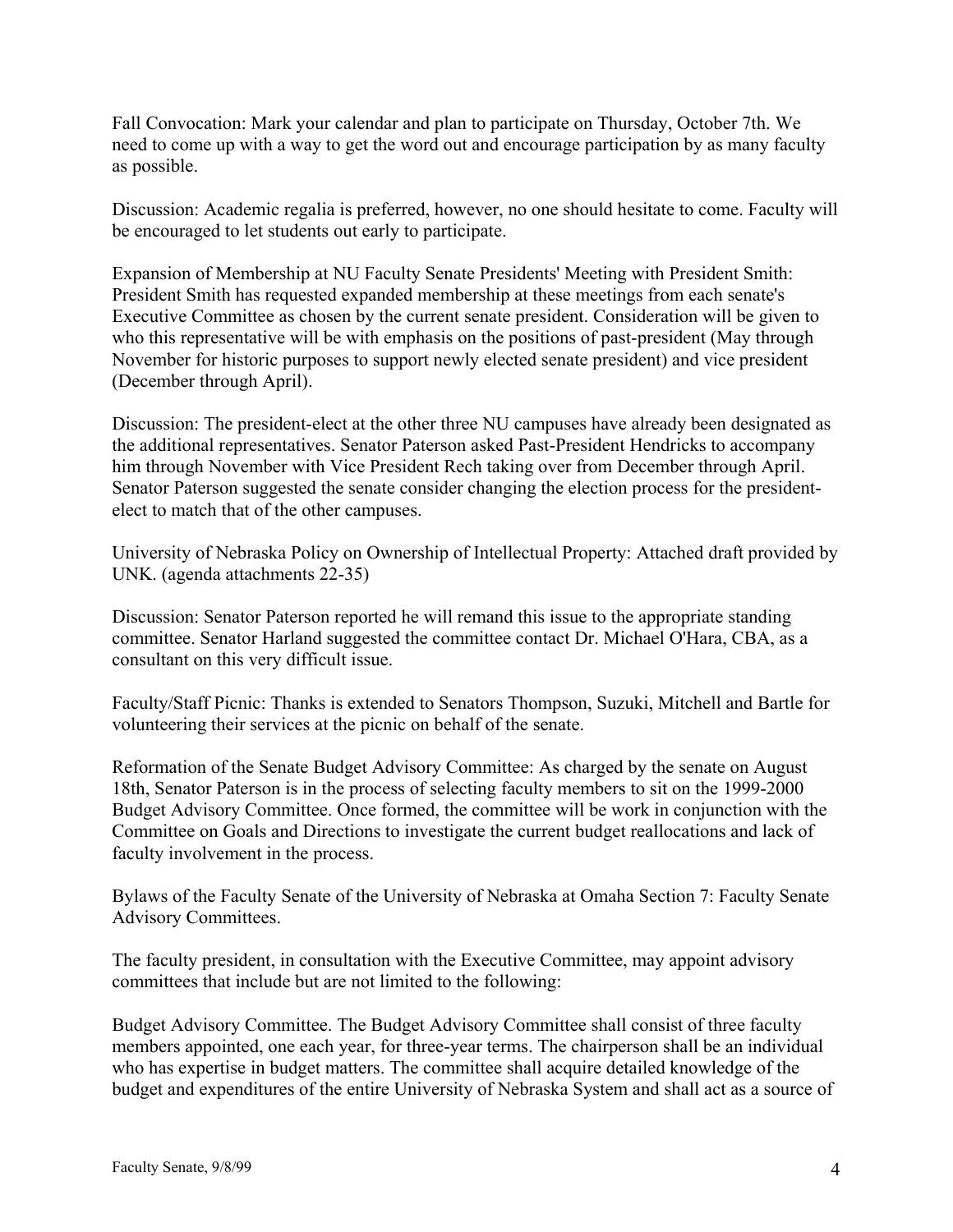Fall Convocation: Mark your calendar and plan to participate on Thursday, October 7th. We need to come up with a way to get the word out and encourage participation by as many faculty as possible.

Discussion: Academic regalia is preferred, however, no one should hesitate to come. Faculty will be encouraged to let students out early to participate.

Expansion of Membership at NU Faculty Senate Presidents' Meeting with President Smith: President Smith has requested expanded membership at these meetings from each senate's Executive Committee as chosen by the current senate president. Consideration will be given to who this representative will be with emphasis on the positions of past-president (May through November for historic purposes to support newly elected senate president) and vice president (December through April).

Discussion: The president-elect at the other three NU campuses have already been designated as the additional representatives. Senator Paterson asked Past-President Hendricks to accompany him through November with Vice President Rech taking over from December through April. Senator Paterson suggested the senate consider changing the election process for the president-elect to match that of the other campuses.

University of Nebraska Policy on Ownership of Intellectual Property: Attached draft provided by UNK. (agenda attachments 22-35)

Discussion: Senator Paterson reported he will remand this issue to the appropriate standing committee. Senator Harland suggested the committee contact Dr. Michael O'Hara, CBA, as a consultant on this very difficult issue.

Faculty/Staff Picnic: Thanks is extended to Senators Thompson, Suzuki, Mitchell and Bartle for volunteering their services at the picnic on behalf of the senate.

Reformation of the Senate Budget Advisory Committee: As charged by the senate on August 18th, Senator Paterson is in the process of selecting faculty members to sit on the 1999-2000 Budget Advisory Committee. Once formed, the committee will be work in conjunction with the Committee on Goals and Directions to investigate the current budget reallocations and lack of faculty involvement in the process.

Bylaws of the Faculty Senate of the University of Nebraska at Omaha Section 7: Faculty Senate Advisory Committees.

The faculty president, in consultation with the Executive Committee, may appoint advisory committees that include but are not limited to the following:

Budget Advisory Committee. The Budget Advisory Committee shall consist of three faculty members appointed, one each year, for three-year terms. The chairperson shall be an individual who has expertise in budget matters. The committee shall acquire detailed knowledge of the budget and expenditures of the entire University of Nebraska System and shall act as a source of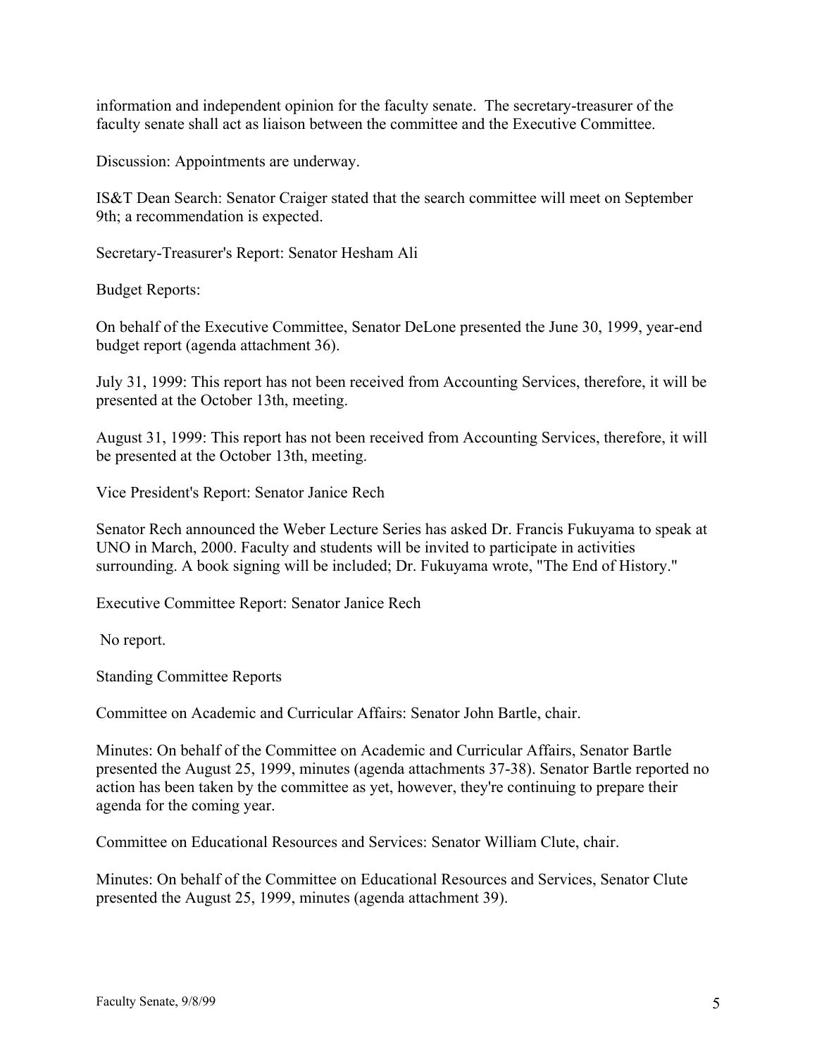information and independent opinion for the faculty senate. The secretary-treasurer of the faculty senate shall act as liaison between the committee and the Executive Committee.

Discussion: Appointments are underway.

IS&T Dean Search: Senator Craiger stated that the search committee will meet on September 9th; a recommendation is expected.

Secretary-Treasurer's Report: Senator Hesham Ali

Budget Reports:

On behalf of the Executive Committee, Senator DeLone presented the June 30, 1999, year-end budget report (agenda attachment 36).

July 31, 1999: This report has not been received from Accounting Services, therefore, it will be presented at the October 13th, meeting.

August 31, 1999: This report has not been received from Accounting Services, therefore, it will be presented at the October 13th, meeting.

Vice President's Report: Senator Janice Rech

Senator Rech announced the Weber Lecture Series has asked Dr. Francis Fukuyama to speak at UNO in March, 2000. Faculty and students will be invited to participate in activities surrounding. A book signing will be included; Dr. Fukuyama wrote, "The End of History."

Executive Committee Report: Senator Janice Rech

No report.

Standing Committee Reports

Committee on Academic and Curricular Affairs: Senator John Bartle, chair.

Minutes: On behalf of the Committee on Academic and Curricular Affairs, Senator Bartle presented the August 25, 1999, minutes (agenda attachments 37-38). Senator Bartle reported no action has been taken by the committee as yet, however, they're continuing to prepare their agenda for the coming year.

Committee on Educational Resources and Services: Senator William Clute, chair.

Minutes: On behalf of the Committee on Educational Resources and Services, Senator Clute presented the August 25, 1999, minutes (agenda attachment 39).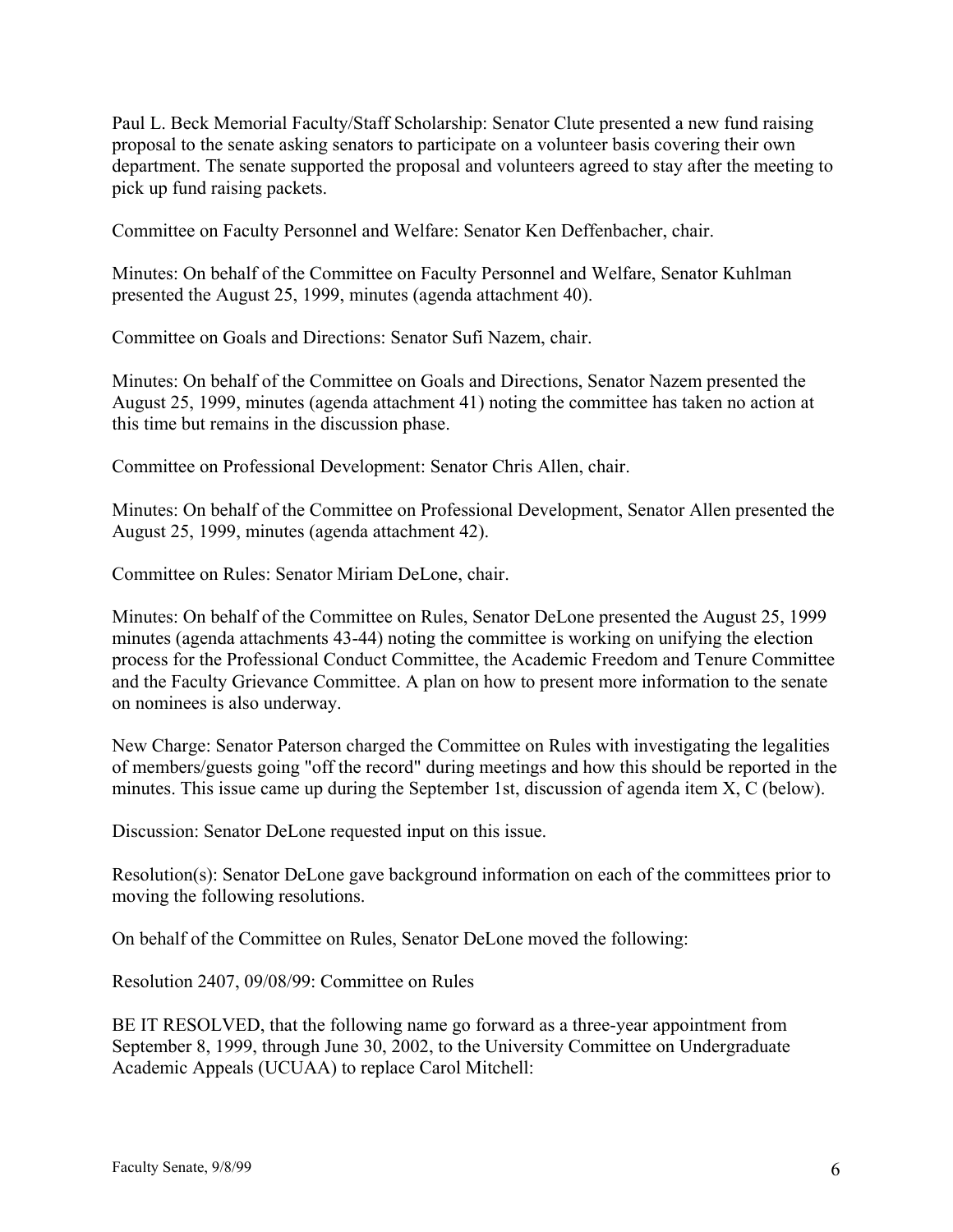Paul L. Beck Memorial Faculty/Staff Scholarship: Senator Clute presented a new fund raising proposal to the senate asking senators to participate on a volunteer basis covering their own department. The senate supported the proposal and volunteers agreed to stay after the meeting to pick up fund raising packets.

Committee on Faculty Personnel and Welfare: Senator Ken Deffenbacher, chair.

Minutes: On behalf of the Committee on Faculty Personnel and Welfare, Senator Kuhlman presented the August 25, 1999, minutes (agenda attachment 40).

Committee on Goals and Directions: Senator Sufi Nazem, chair.

Minutes: On behalf of the Committee on Goals and Directions, Senator Nazem presented the August 25, 1999, minutes (agenda attachment 41) noting the committee has taken no action at this time but remains in the discussion phase.

Committee on Professional Development: Senator Chris Allen, chair.

Minutes: On behalf of the Committee on Professional Development, Senator Allen presented the August 25, 1999, minutes (agenda attachment 42).

Committee on Rules: Senator Miriam DeLone, chair.

Minutes: On behalf of the Committee on Rules, Senator DeLone presented the August 25, 1999 minutes (agenda attachments 43-44) noting the committee is working on unifying the election process for the Professional Conduct Committee, the Academic Freedom and Tenure Committee and the Faculty Grievance Committee. A plan on how to present more information to the senate on nominees is also underway.

New Charge: Senator Paterson charged the Committee on Rules with investigating the legalities of members/guests going "off the record" during meetings and how this should be reported in the minutes. This issue came up during the September 1st, discussion of agenda item X, C (below).

Discussion: Senator DeLone requested input on this issue.

Resolution(s): Senator DeLone gave background information on each of the committees prior to moving the following resolutions.

On behalf of the Committee on Rules, Senator DeLone moved the following:

Resolution 2407, 09/08/99: Committee on Rules

BE IT RESOLVED, that the following name go forward as a three-year appointment from September 8, 1999, through June 30, 2002, to the University Committee on Undergraduate Academic Appeals (UCUAA) to replace Carol Mitchell: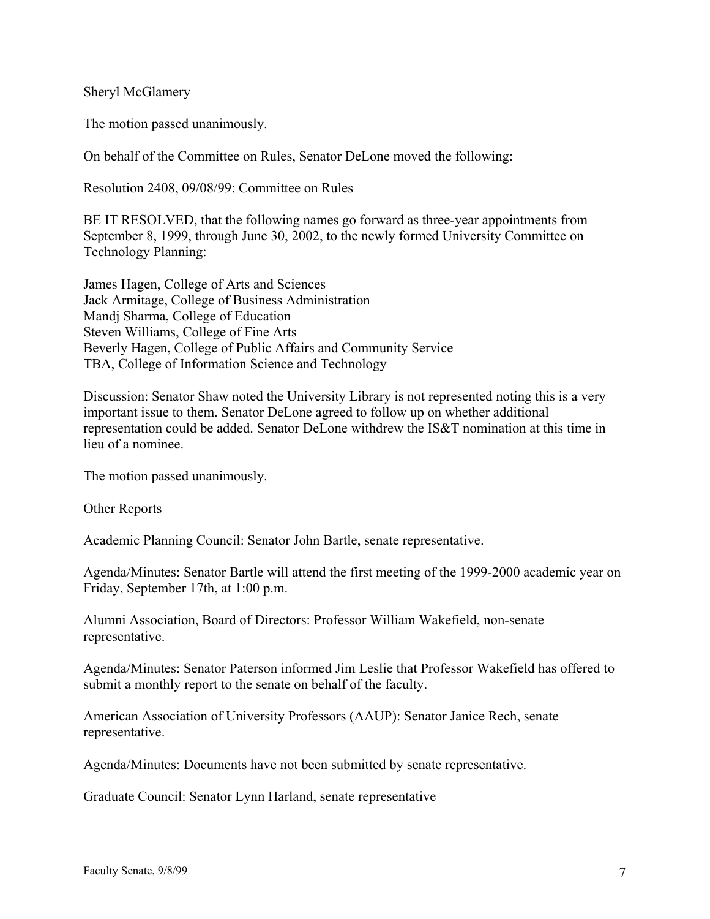Sheryl McGlamery

The motion passed unanimously.

On behalf of the Committee on Rules, Senator DeLone moved the following:

Resolution 2408, 09/08/99: Committee on Rules

BE IT RESOLVED, that the following names go forward as three-year appointments from September 8, 1999, through June 30, 2002, to the newly formed University Committee on Technology Planning:

James Hagen, College of Arts and Sciences
Jack Armitage, College of Business Administration
Mandj Sharma, College of Education
Steven Williams, College of Fine Arts
Beverly Hagen, College of Public Affairs and Community Service
TBA, College of Information Science and Technology

Discussion: Senator Shaw noted the University Library is not represented noting this is a very important issue to them. Senator DeLone agreed to follow up on whether additional representation could be added. Senator DeLone withdrew the IS&T nomination at this time in lieu of a nominee.

The motion passed unanimously.

Other Reports

Academic Planning Council: Senator John Bartle, senate representative.

Agenda/Minutes: Senator Bartle will attend the first meeting of the 1999-2000 academic year on Friday, September 17th, at 1:00 p.m.

Alumni Association, Board of Directors: Professor William Wakefield, non-senate representative.

Agenda/Minutes: Senator Paterson informed Jim Leslie that Professor Wakefield has offered to submit a monthly report to the senate on behalf of the faculty.

American Association of University Professors (AAUP): Senator Janice Rech, senate representative.

Agenda/Minutes: Documents have not been submitted by senate representative.

Graduate Council: Senator Lynn Harland, senate representative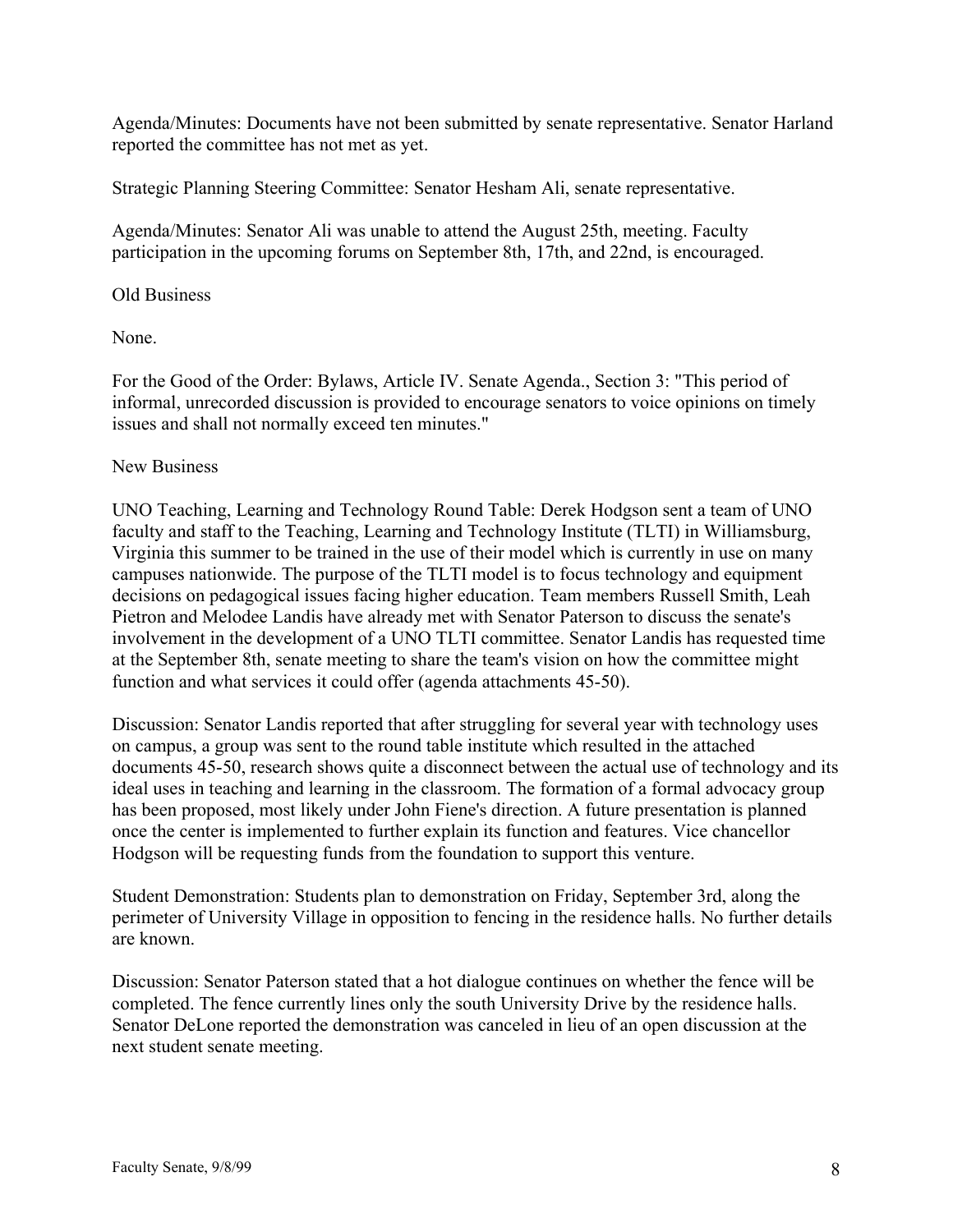Agenda/Minutes: Documents have not been submitted by senate representative. Senator Harland reported the committee has not met as yet.

Strategic Planning Steering Committee: Senator Hesham Ali, senate representative.

Agenda/Minutes: Senator Ali was unable to attend the August 25th, meeting. Faculty participation in the upcoming forums on September 8th, 17th, and 22nd, is encouraged.

Old Business

None.

For the Good of the Order: Bylaws, Article IV. Senate Agenda., Section 3: "This period of informal, unrecorded discussion is provided to encourage senators to voice opinions on timely issues and shall not normally exceed ten minutes."

New Business

UNO Teaching, Learning and Technology Round Table: Derek Hodgson sent a team of UNO faculty and staff to the Teaching, Learning and Technology Institute (TLTI) in Williamsburg, Virginia this summer to be trained in the use of their model which is currently in use on many campuses nationwide. The purpose of the TLTI model is to focus technology and equipment decisions on pedagogical issues facing higher education. Team members Russell Smith, Leah Pietron and Melodee Landis have already met with Senator Paterson to discuss the senate's involvement in the development of a UNO TLTI committee. Senator Landis has requested time at the September 8th, senate meeting to share the team's vision on how the committee might function and what services it could offer (agenda attachments 45-50).

Discussion: Senator Landis reported that after struggling for several year with technology uses on campus, a group was sent to the round table institute which resulted in the attached documents 45-50, research shows quite a disconnect between the actual use of technology and its ideal uses in teaching and learning in the classroom. The formation of a formal advocacy group has been proposed, most likely under John Fiene's direction. A future presentation is planned once the center is implemented to further explain its function and features. Vice chancellor Hodgson will be requesting funds from the foundation to support this venture.

Student Demonstration: Students plan to demonstration on Friday, September 3rd, along the perimeter of University Village in opposition to fencing in the residence halls. No further details are known.

Discussion: Senator Paterson stated that a hot dialogue continues on whether the fence will be completed. The fence currently lines only the south University Drive by the residence halls. Senator DeLone reported the demonstration was canceled in lieu of an open discussion at the next student senate meeting.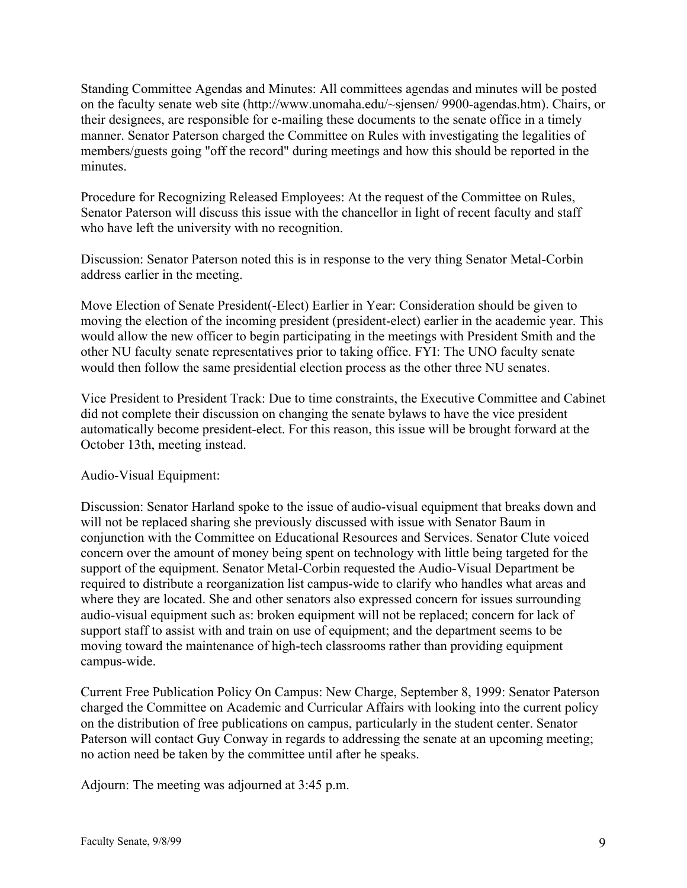Standing Committee Agendas and Minutes: All committees agendas and minutes will be posted on the faculty senate web site (http://www.unomaha.edu/~sjensen/ 9900-agendas.htm). Chairs, or their designees, are responsible for e-mailing these documents to the senate office in a timely manner. Senator Paterson charged the Committee on Rules with investigating the legalities of members/guests going "off the record" during meetings and how this should be reported in the minutes.

Procedure for Recognizing Released Employees: At the request of the Committee on Rules, Senator Paterson will discuss this issue with the chancellor in light of recent faculty and staff who have left the university with no recognition.

Discussion: Senator Paterson noted this is in response to the very thing Senator Metal-Corbin address earlier in the meeting.

Move Election of Senate President(-Elect) Earlier in Year: Consideration should be given to moving the election of the incoming president (president-elect) earlier in the academic year. This would allow the new officer to begin participating in the meetings with President Smith and the other NU faculty senate representatives prior to taking office. FYI: The UNO faculty senate would then follow the same presidential election process as the other three NU senates.

Vice President to President Track: Due to time constraints, the Executive Committee and Cabinet did not complete their discussion on changing the senate bylaws to have the vice president automatically become president-elect. For this reason, this issue will be brought forward at the October 13th, meeting instead.

Audio-Visual Equipment:

Discussion: Senator Harland spoke to the issue of audio-visual equipment that breaks down and will not be replaced sharing she previously discussed with issue with Senator Baum in conjunction with the Committee on Educational Resources and Services. Senator Clute voiced concern over the amount of money being spent on technology with little being targeted for the support of the equipment. Senator Metal-Corbin requested the Audio-Visual Department be required to distribute a reorganization list campus-wide to clarify who handles what areas and where they are located. She and other senators also expressed concern for issues surrounding audio-visual equipment such as: broken equipment will not be replaced; concern for lack of support staff to assist with and train on use of equipment; and the department seems to be moving toward the maintenance of high-tech classrooms rather than providing equipment campus-wide.

Current Free Publication Policy On Campus: New Charge, September 8, 1999: Senator Paterson charged the Committee on Academic and Curricular Affairs with looking into the current policy on the distribution of free publications on campus, particularly in the student center. Senator Paterson will contact Guy Conway in regards to addressing the senate at an upcoming meeting; no action need be taken by the committee until after he speaks.

Adjourn: The meeting was adjourned at 3:45 p.m.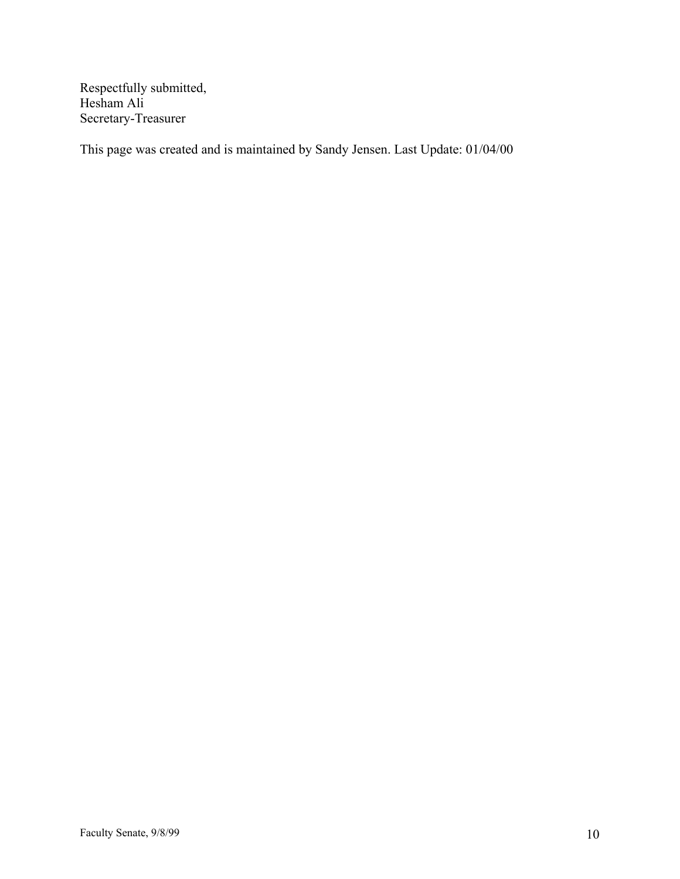Respectfully submitted,
Hesham Ali
Secretary-Treasurer

This page was created and is maintained by Sandy Jensen. Last Update: 01/04/00